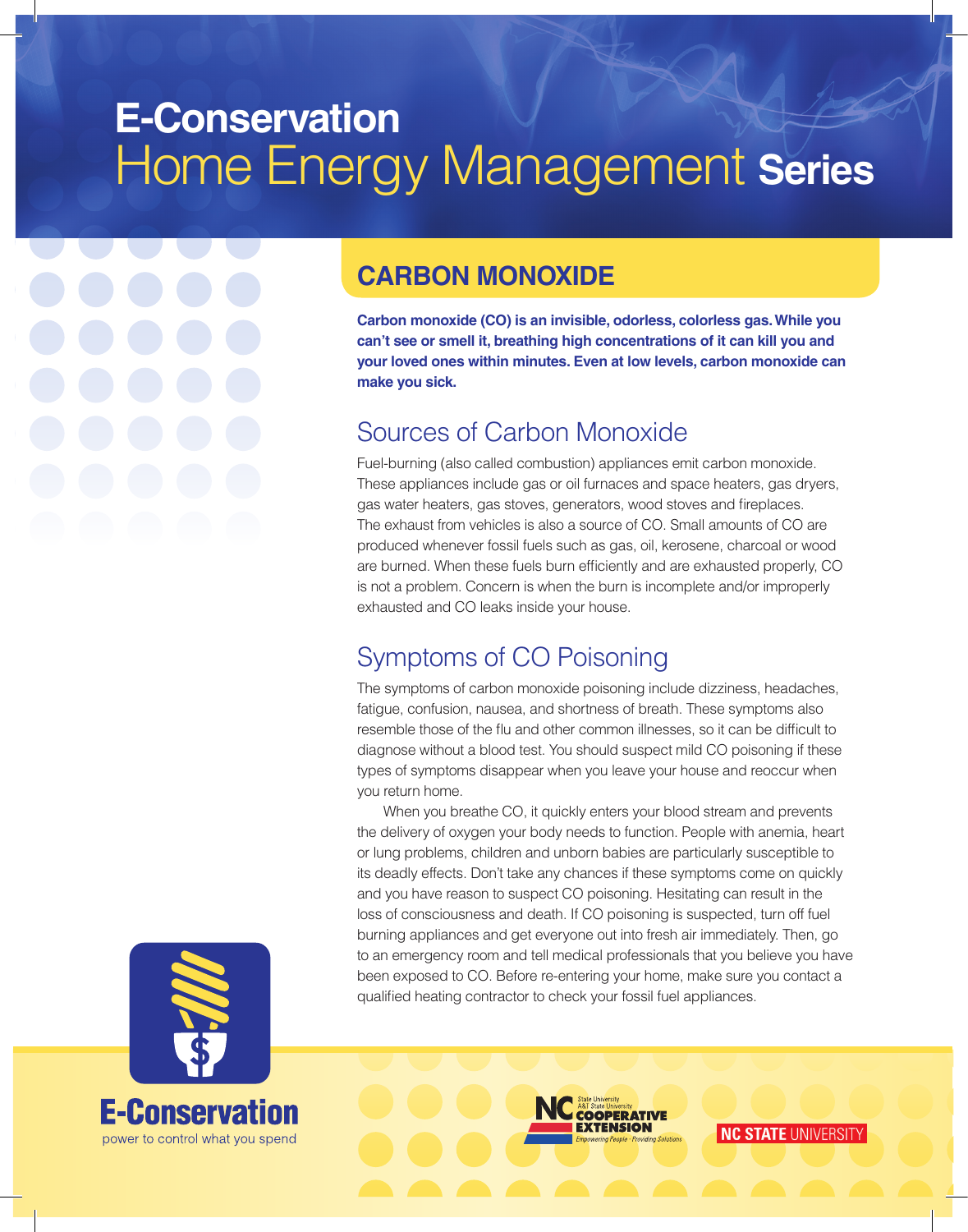# E-Conservation Home Energy Management Series

## CARBON MONOXIDE

**Carbon monoxide (CO) is an invisible, odorless, colorless gas. While you can't see or smell it, breathing high concentrations of it can kill you and your loved ones within minutes. Even at low levels, carbon monoxide can make you sick.**

### Sources of Carbon Monoxide

Fuel-burning (also called combustion) appliances emit carbon monoxide. These appliances include gas or oil furnaces and space heaters, gas dryers, gas water heaters, gas stoves, generators, wood stoves and fireplaces. The exhaust from vehicles is also a source of CO. Small amounts of CO are produced whenever fossil fuels such as gas, oil, kerosene, charcoal or wood are burned. When these fuels burn efficiently and are exhausted properly, CO is not a problem. Concern is when the burn is incomplete and/or improperly exhausted and CO leaks inside your house.

### Symptoms of CO Poisoning

The symptoms of carbon monoxide poisoning include dizziness, headaches, fatigue, confusion, nausea, and shortness of breath. These symptoms also resemble those of the flu and other common illnesses, so it can be difficult to diagnose without a blood test. You should suspect mild CO poisoning if these types of symptoms disappear when you leave your house and reoccur when you return home.

When you breathe CO, it quickly enters your blood stream and prevents the delivery of oxygen your body needs to function. People with anemia, heart or lung problems, children and unborn babies are particularly susceptible to its deadly effects. Don't take any chances if these symptoms come on quickly and you have reason to suspect CO poisoning. Hesitating can result in the loss of consciousness and death. If CO poisoning is suspected, turn off fuel burning appliances and get everyone out into fresh air immediately. Then, go to an emergency room and tell medical professionals that you believe you have been exposed to CO. Before re-entering your home, make sure you contact a qualified heating contractor to check your fossil fuel appliances.

E-Conservation
power to control what you spend

NC State University A&T State University COOPERATIVE EXTENSION Empowering People · Providing Solutions

NC STATE UNIVERSITY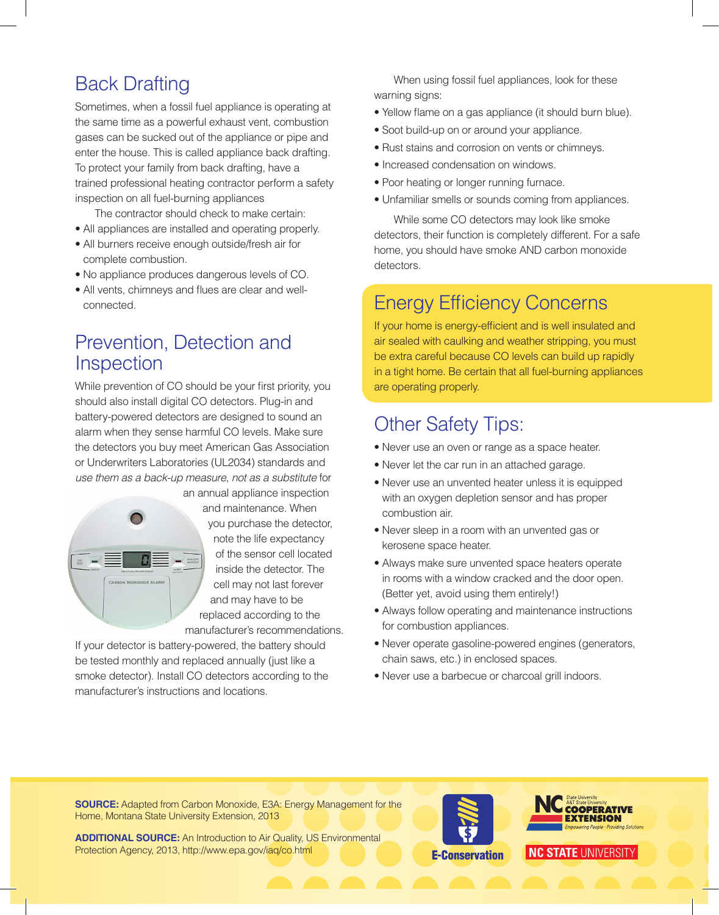## Back Drafting

Sometimes, when a fossil fuel appliance is operating at the same time as a powerful exhaust vent, combustion gases can be sucked out of the appliance or pipe and enter the house. This is called appliance back drafting. To protect your family from back drafting, have a trained professional heating contractor perform a safety inspection on all fuel-burning appliances

The contractor should check to make certain:

- All appliances are installed and operating properly.
- All burners receive enough outside/fresh air for complete combustion.
- No appliance produces dangerous levels of CO.
- All vents, chimneys and flues are clear and well-connected.

## Prevention, Detection and Inspection

While prevention of CO should be your first priority, you should also install digital CO detectors. Plug-in and battery-powered detectors are designed to sound an alarm when they sense harmful CO levels. Make sure the detectors you buy meet American Gas Association or Underwriters Laboratories (UL2034) standards and *use them as a back-up measure, not as a substitute* for an annual appliance inspection and maintenance. When you purchase the detector, note the life expectancy of the sensor cell located inside the detector. The cell may not last forever and may have to be replaced according to the manufacturer's recommendations. If your detector is battery-powered, the battery should be tested monthly and replaced annually (just like a smoke detector). Install CO detectors according to the manufacturer's instructions and locations.

When using fossil fuel appliances, look for these warning signs:

- Yellow flame on a gas appliance (it should burn blue).
- Soot build-up on or around your appliance.
- Rust stains and corrosion on vents or chimneys.
- Increased condensation on windows.
- Poor heating or longer running furnace.
- Unfamiliar smells or sounds coming from appliances.

While some CO detectors may look like smoke detectors, their function is completely different. For a safe home, you should have smoke AND carbon monoxide detectors.

## Energy Efficiency Concerns

If your home is energy-efficient and is well insulated and air sealed with caulking and weather stripping, you must be extra careful because CO levels can build up rapidly in a tight home. Be certain that all fuel-burning appliances are operating properly.

## Other Safety Tips:

- Never use an oven or range as a space heater.
- Never let the car run in an attached garage.
- Never use an unvented heater unless it is equipped with an oxygen depletion sensor and has proper combustion air.
- Never sleep in a room with an unvented gas or kerosene space heater.
- Always make sure unvented space heaters operate in rooms with a window cracked and the door open. (Better yet, avoid using them entirely!)
- Always follow operating and maintenance instructions for combustion appliances.
- Never operate gasoline-powered engines (generators, chain saws, etc.) in enclosed spaces.
- Never use a barbecue or charcoal grill indoors.

**SOURCE:** Adapted from Carbon Monoxide, E3A: Energy Management for the Home, Montana State University Extension, 2013

**ADDITIONAL SOURCE:** An Introduction to Air Quality, US Environmental Protection Agency, 2013, http://www.epa.gov/iaq/co.html

E-Conservation

NC State University A&T State University COOPERATIVE EXTENSION Empowering People · Providing Solutions

NC STATE UNIVERSITY